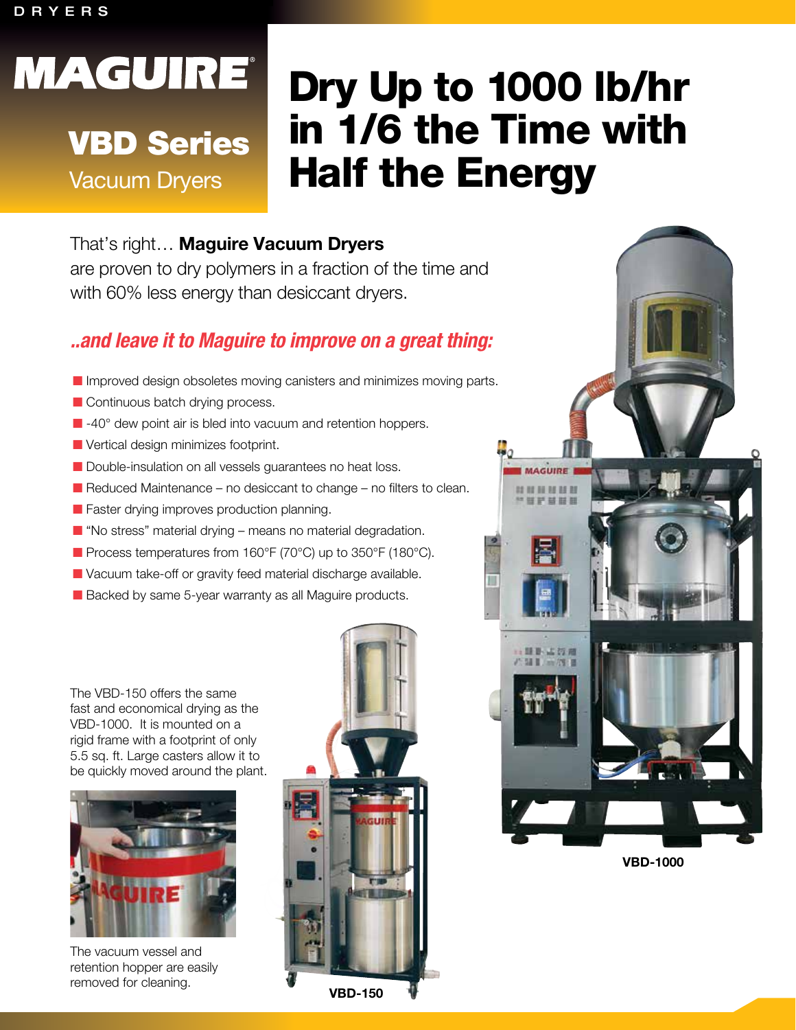DRYERS

# MAGUIRE

## VBD Series

Vacuum Dryers

# Dry Up to 1000 lb/hr in 1/6 the Time with Half the Energy

That's right… **Maguire Vacuum Dryers** are proven to dry polymers in a fraction of the time and with 60% less energy than desiccant dryers.

### *..and leave it to Maguire to improve on a great thing:*

- Improved design obsoletes moving canisters and minimizes moving parts.
- Continuous batch drying process.
- -40° dew point air is bled into vacuum and retention hoppers.
- Vertical design minimizes footprint.
- Double-insulation on all vessels guarantees no heat loss.
- Reduced Maintenance – no desiccant to change – no filters to clean.
- Faster drying improves production planning.
- "No stress" material drying – means no material degradation.
- Process temperatures from 160°F (70°C) up to 350°F (180°C).
- Vacuum take-off or gravity feed material discharge available.
- Backed by same 5-year warranty as all Maguire products.

The VBD-150 offers the same fast and economical drying as the VBD-1000. It is mounted on a rigid frame with a footprint of only 5.5 sq. ft. Large casters allow it to be quickly moved around the plant.

The vacuum vessel and retention hopper are easily removed for cleaning.

VBD-150

VBD-1000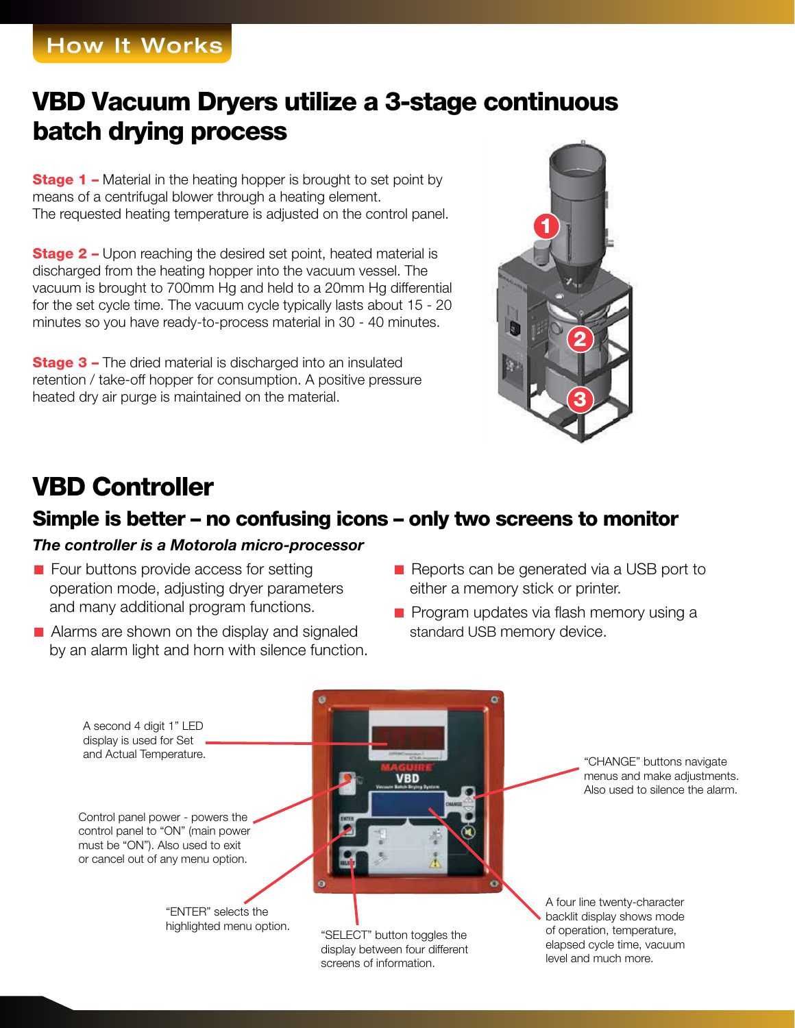How It Works

# VBD Vacuum Dryers utilize a 3-stage continuous batch drying process

**Stage 1 –** Material in the heating hopper is brought to set point by means of a centrifugal blower through a heating element. The requested heating temperature is adjusted on the control panel.

**Stage 2 –** Upon reaching the desired set point, heated material is discharged from the heating hopper into the vacuum vessel. The vacuum is brought to 700mm Hg and held to a 20mm Hg differential for the set cycle time. The vacuum cycle typically lasts about 15 - 20 minutes so you have ready-to-process material in 30 - 40 minutes.

**Stage 3 –** The dried material is discharged into an insulated retention / take-off hopper for consumption. A positive pressure heated dry air purge is maintained on the material.

# VBD Controller

## Simple is better – no confusing icons – only two screens to monitor

***The controller is a Motorola micro-processor***

- Four buttons provide access for setting operation mode, adjusting dryer parameters and many additional program functions.
- Alarms are shown on the display and signaled by an alarm light and horn with silence function.
- Reports can be generated via a USB port to either a memory stick or printer.
- Program updates via flash memory using a standard USB memory device.

A second 4 digit 1" LED display is used for Set and Actual Temperature.

Control panel power - powers the control panel to "ON" (main power must be "ON"). Also used to exit or cancel out of any menu option.

"ENTER" selects the highlighted menu option.

"SELECT" button toggles the display between four different screens of information.

"CHANGE" buttons navigate menus and make adjustments. Also used to silence the alarm.

A four line twenty-character backlit display shows mode of operation, temperature, elapsed cycle time, vacuum level and much more.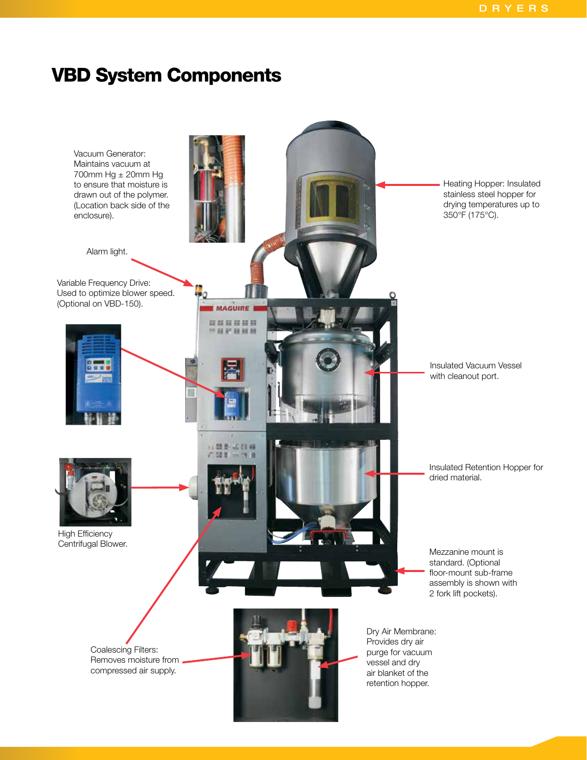# VBD System Components

Vacuum Generator: Maintains vacuum at 700mm Hg ± 20mm Hg to ensure that moisture is drawn out of the polymer. (Location back side of the enclosure).

Alarm light.

Variable Frequency Drive: Used to optimize blower speed. (Optional on VBD-150).

High Efficiency Centrifugal Blower.

Coalescing Filters: Removes moisture from compressed air supply.

Heating Hopper: Insulated stainless steel hopper for drying temperatures up to 350°F (175°C).

Insulated Vacuum Vessel with cleanout port.

Insulated Retention Hopper for dried material.

Mezzanine mount is standard. (Optional floor-mount sub-frame assembly is shown with 2 fork lift pockets).

Dry Air Membrane: Provides dry air purge for vacuum vessel and dry air blanket of the retention hopper.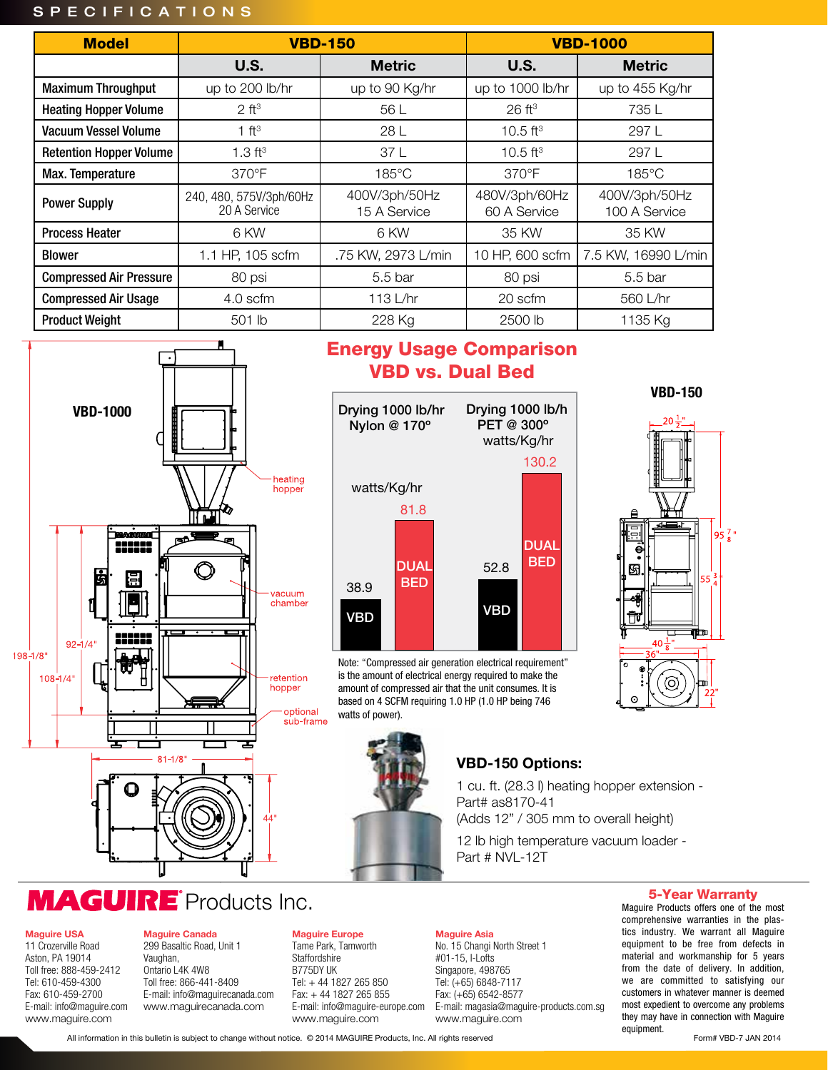## SPECIFICATIONS

| Model | VBD-150 | | VBD-1000 | |
|---|---|---|---|---|
| | U.S. | Metric | U.S. | Metric |
| Maximum Throughput | up to 200 lb/hr | up to 90 Kg/hr | up to 1000 lb/hr | up to 455 Kg/hr |
| Heating Hopper Volume | 2 $ft^3$ | 56 L | 26 $ft^3$ | 735 L |
| Vacuum Vessel Volume | 1 $ft^3$ | 28 L | 10.5 $ft^3$ | 297 L |
| Retention Hopper Volume | 1.3 $ft^3$ | 37 L | 10.5 $ft^3$ | 297 L |
| Max. Temperature | 370°F | 185°C | 370°F | 185°C |
| Power Supply | 240, 480, 575V/3ph/60Hz 20 A Service | 400V/3ph/50Hz 15 A Service | 480V/3ph/60Hz 60 A Service | 400V/3ph/50Hz 100 A Service |
| Process Heater | 6 KW | 6 KW | 35 KW | 35 KW |
| Blower | 1.1 HP, 105 scfm | .75 KW, 2973 L/min | 10 HP, 600 scfm | 7.5 KW, 16990 L/min |
| Compressed Air Pressure | 80 psi | 5.5 bar | 80 psi | 5.5 bar |
| Compressed Air Usage | 4.0 scfm | 113 L/hr | 20 scfm | 560 L/hr |
| Product Weight | 501 lb | 228 Kg | 2500 lb | 1135 Kg |

VBD-1000

heating hopper

vacuum chamber

retention hopper

optional sub-frame

198-1/8"

92-1/4"

108-1/4"

81-1/8"

44"

## Energy Usage Comparison VBD vs. Dual Bed

Drying 1000 lb/hr Nylon @ 170°

watts/Kg/hr

38.9 VBD

81.8 DUAL BED

Drying 1000 lb/h PET @ 300°

watts/Kg/hr

52.8 VBD

130.2 DUAL BED

Note: "Compressed air generation electrical requirement" is the amount of electrical energy required to make the amount of compressed air that the unit consumes. It is based on 4 SCFM requiring 1.0 HP (1.0 HP being 746 watts of power).

VBD-150

$20\frac{1}{2}$"

$95\frac{7}{8}$"

$55\frac{3}{4}$"

$40\frac{1}{8}$"

36"

22"

### VBD-150 Options:

1 cu. ft. (28.3 l) heating hopper extension - Part# as8170-41
(Adds 12" / 305 mm to overall height)

12 lb high temperature vacuum loader - Part # NVL-12T

**MAGUIRE** Products Inc.

**Maguire USA**
11 Crozerville Road
Aston, PA 19014
Toll free: 888-459-2412
Tel: 610-459-4300
Fax: 610-459-2700
E-mail: info@maguire.com
www.maguire.com

**Maguire Canada**
299 Basaltic Road, Unit 1
Vaughan,
Ontario L4K 4W8
Toll free: 866-441-8409
E-mail: info@maguirecanada.com
www.maguirecanada.com

**Maguire Europe**
Tame Park, Tamworth
Staffordshire
B775DY UK
Tel: + 44 1827 265 850
Fax: + 44 1827 265 855
E-mail: info@maguire-europe.com
www.maguire.com

**Maguire Asia**
No. 15 Changi North Street 1
#01-15, I-Lofts
Singapore, 498765
Tel: (+65) 6848-7117
Fax: (+65) 6542-8577
E-mail: magasia@maguire-products.com.sg
www.maguire.com

### 5-Year Warranty

Maguire Products offers one of the most comprehensive warranties in the plastics industry. We warrant all Maguire equipment to be free from defects in material and workmanship for 5 years from the date of delivery. In addition, we are committed to satisfying our customers in whatever manner is deemed most expedient to overcome any problems they may have in connection with Maguire equipment.

All information in this bulletin is subject to change without notice. © 2014 MAGUIRE Products, Inc. All rights reserved

Form# VBD-7 JAN 2014